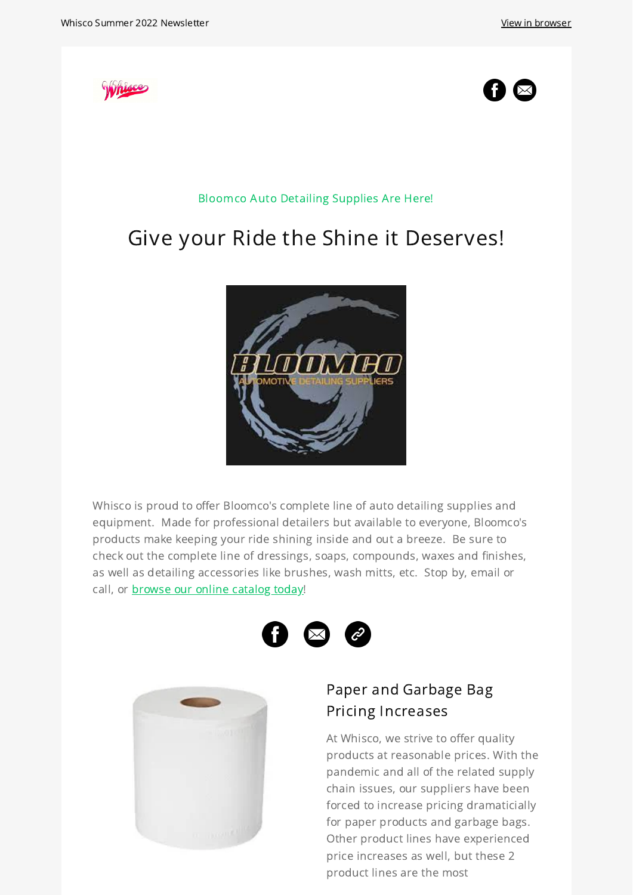Whisco Summer 2022 Newsletter

View in browser

Bloomco Auto Detailing Supplies Are Here!

# Give your Ride the Shine it Deserves!

Whisco is proud to offer Bloomco's complete line of auto detailing supplies and equipment. Made for professional detailers but available to everyone, Bloomco's products make keeping your ride shining inside and out a breeze. Be sure to check out the complete line of dressings, soaps, compounds, waxes and finishes, as well as detailing accessories like brushes, wash mitts, etc. Stop by, email or call, or browse our online catalog today!

## Paper and Garbage Bag Pricing Increases

At Whisco, we strive to offer quality products at reasonable prices. With the pandemic and all of the related supply chain issues, our suppliers have been forced to increase pricing dramaticially for paper products and garbage bags. Other product lines have experienced price increases as well, but these 2 product lines are the most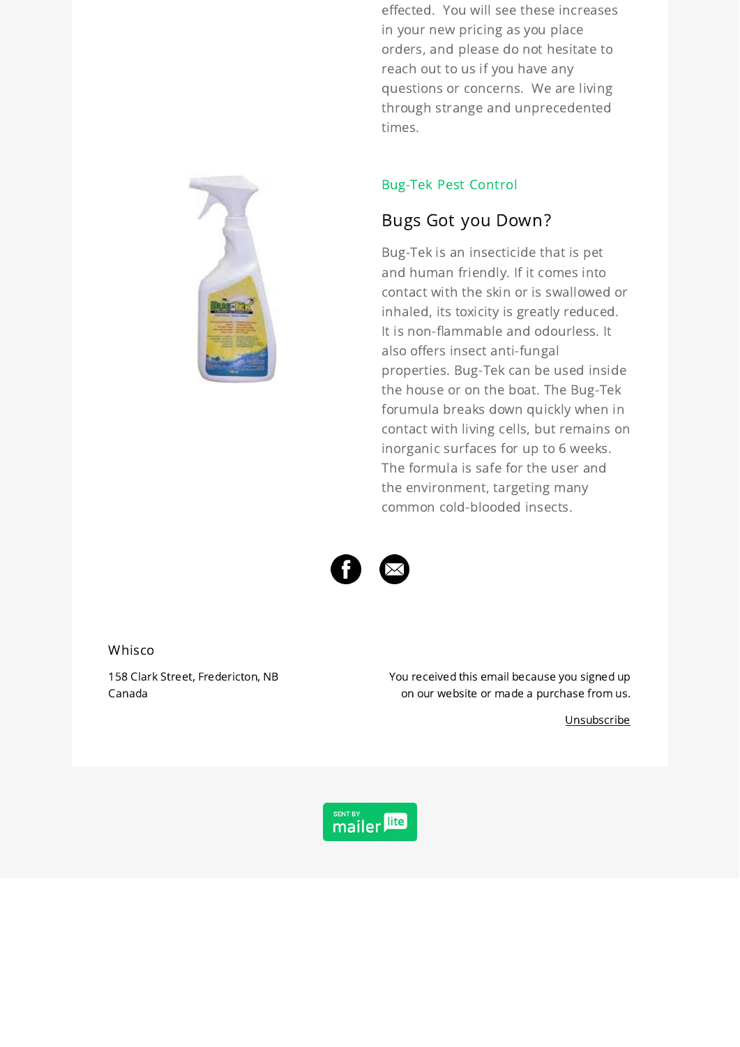effected. You will see these increases in your new pricing as you place orders, and please do not hesitate to reach out to us if you have any questions or concerns. We are living through strange and unprecedented times.

Bug-Tek Pest Control

## Bugs Got you Down?

Bug-Tek is an insecticide that is pet and human friendly. If it comes into contact with the skin or is swallowed or inhaled, its toxicity is greatly reduced. It is non-flammable and odourless. It also offers insect anti-fungal properties. Bug-Tek can be used inside the house or on the boat. The Bug-Tek forumula breaks down quickly when in contact with living cells, but remains on inorganic surfaces for up to 6 weeks. The formula is safe for the user and the environment, targeting many common cold-blooded insects.

Whisco

158 Clark Street, Fredericton, NB
Canada

You received this email because you signed up on our website or made a purchase from us.

Unsubscribe

SENT BY mailer lite